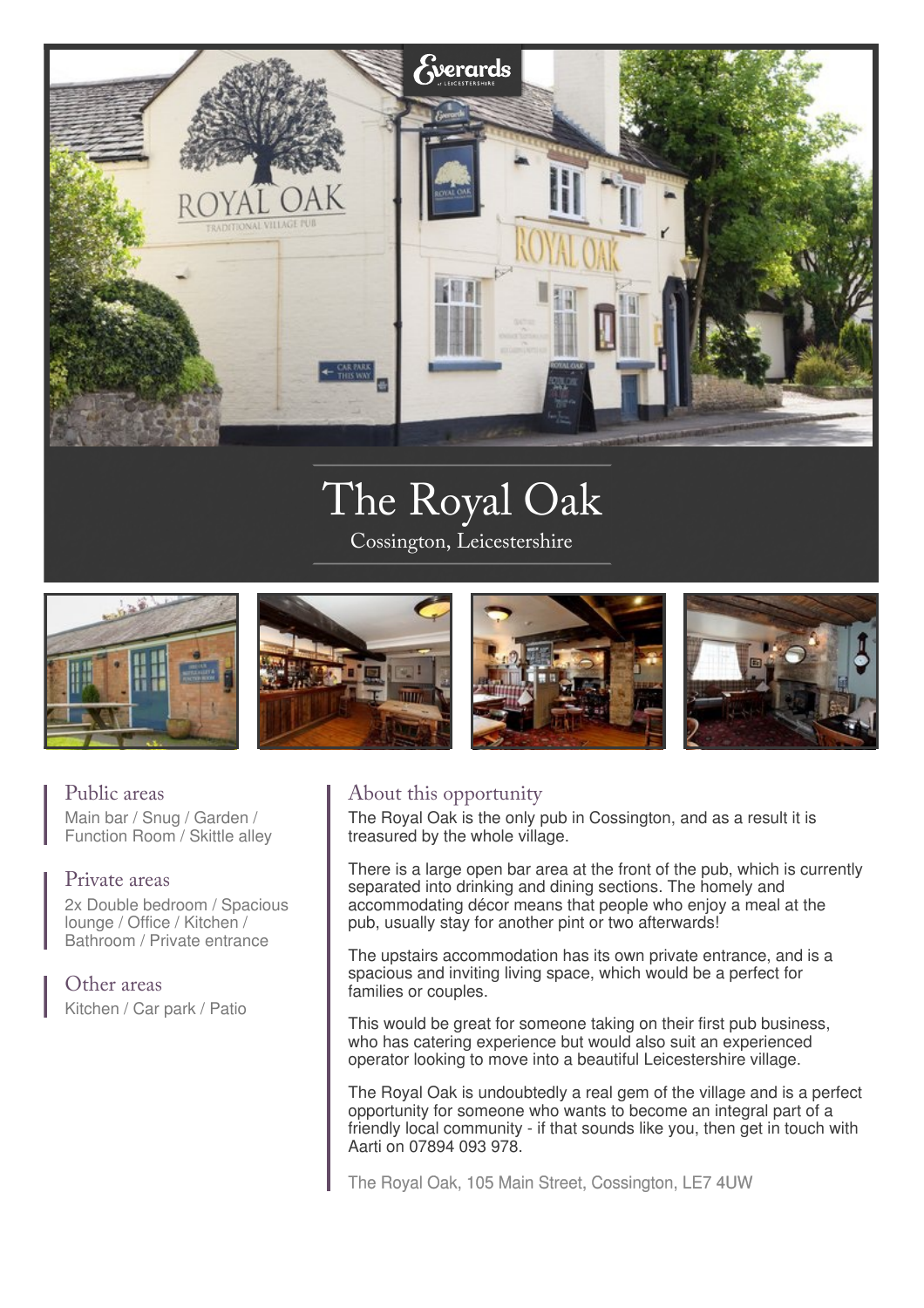# The Royal Oak

Cossington, Leicestershire

## Public areas

Main bar / Snug / Garden / Function Room / Skittle alley

## Private areas

2x Double bedroom / Spacious lounge / Office / Kitchen / Bathroom / Private entrance

## Other areas

Kitchen / Car park / Patio

## About this opportunity

The Royal Oak is the only pub in Cossington, and as a result it is treasured by the whole village.

There is a large open bar area at the front of the pub, which is currently separated into drinking and dining sections. The homely and accommodating décor means that people who enjoy a meal at the pub, usually stay for another pint or two afterwards!

The upstairs accommodation has its own private entrance, and is a spacious and inviting living space, which would be a perfect for families or couples.

This would be great for someone taking on their first pub business, who has catering experience but would also suit an experienced operator looking to move into a beautiful Leicestershire village.

The Royal Oak is undoubtedly a real gem of the village and is a perfect opportunity for someone who wants to become an integral part of a friendly local community - if that sounds like you, then get in touch with Aarti on 07894 093 978.

The Royal Oak, 105 Main Street, Cossington, LE7 4UW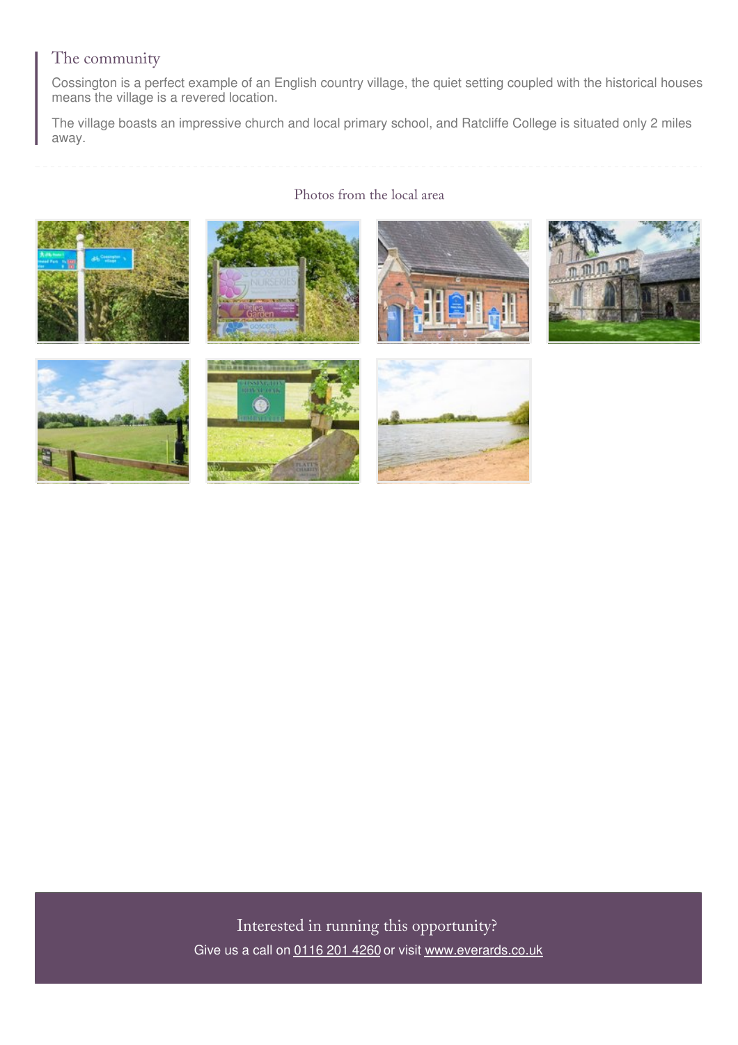## The community

Cossington is a perfect example of an English country village, the quiet setting coupled with the historical houses means the village is a revered location.

The village boasts an impressive church and local primary school, and Ratcliffe College is situated only 2 miles away.

### Photos from the local area

### Interested in running this opportunity?

Give us a call on 0116 201 4260 or visit www.everards.co.uk